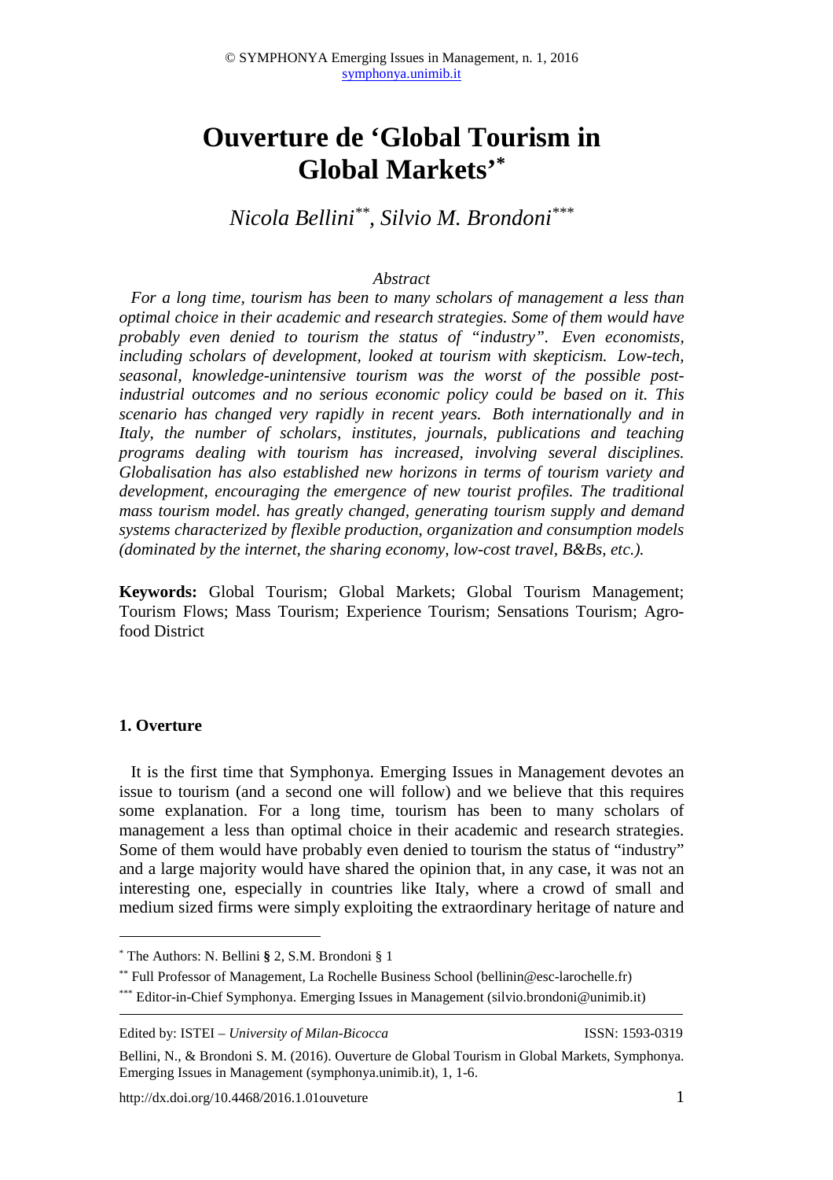# Ouverture de 'Global Tourism in Global Markets'*

*Nicola Bellini***, *Silvio M. Brondoni****

*Abstract*

*For a long time, tourism has been to many scholars of management a less than optimal choice in their academic and research strategies. Some of them would have probably even denied to tourism the status of "industry". Even economists, including scholars of development, looked at tourism with skepticism. Low-tech, seasonal, knowledge-unintensive tourism was the worst of the possible post-industrial outcomes and no serious economic policy could be based on it. This scenario has changed very rapidly in recent years. Both internationally and in Italy, the number of scholars, institutes, journals, publications and teaching programs dealing with tourism has increased, involving several disciplines. Globalisation has also established new horizons in terms of tourism variety and development, encouraging the emergence of new tourist profiles. The traditional mass tourism model. has greatly changed, generating tourism supply and demand systems characterized by flexible production, organization and consumption models (dominated by the internet, the sharing economy, low-cost travel, B&Bs, etc.).*

**Keywords:** Global Tourism; Global Markets; Global Tourism Management; Tourism Flows; Mass Tourism; Experience Tourism; Sensations Tourism; Agro-food District

## 1. Overture

It is the first time that Symphonya. Emerging Issues in Management devotes an issue to tourism (and a second one will follow) and we believe that this requires some explanation. For a long time, tourism has been to many scholars of management a less than optimal choice in their academic and research strategies. Some of them would have probably even denied to tourism the status of "industry" and a large majority would have shared the opinion that, in any case, it was not an interesting one, especially in countries like Italy, where a crowd of small and medium sized firms were simply exploiting the extraordinary heritage of nature and

---

\* The Authors: N. Bellini **§** 2, S.M. Brondoni § 1

\*\* Full Professor of Management, La Rochelle Business School (bellinin@esc-larochelle.fr)

\*\*\* Editor-in-Chief Symphonya. Emerging Issues in Management (silvio.brondoni@unimib.it)

Edited by: ISTEI – *University of Milan-Bicocca* ISSN: 1593-0319

Bellini, N., & Brondoni S. M. (2016). Ouverture de Global Tourism in Global Markets, Symphonya. Emerging Issues in Management (symphonya.unimib.it), 1, 1-6.

http://dx.doi.org/10.4468/2016.1.01ouveture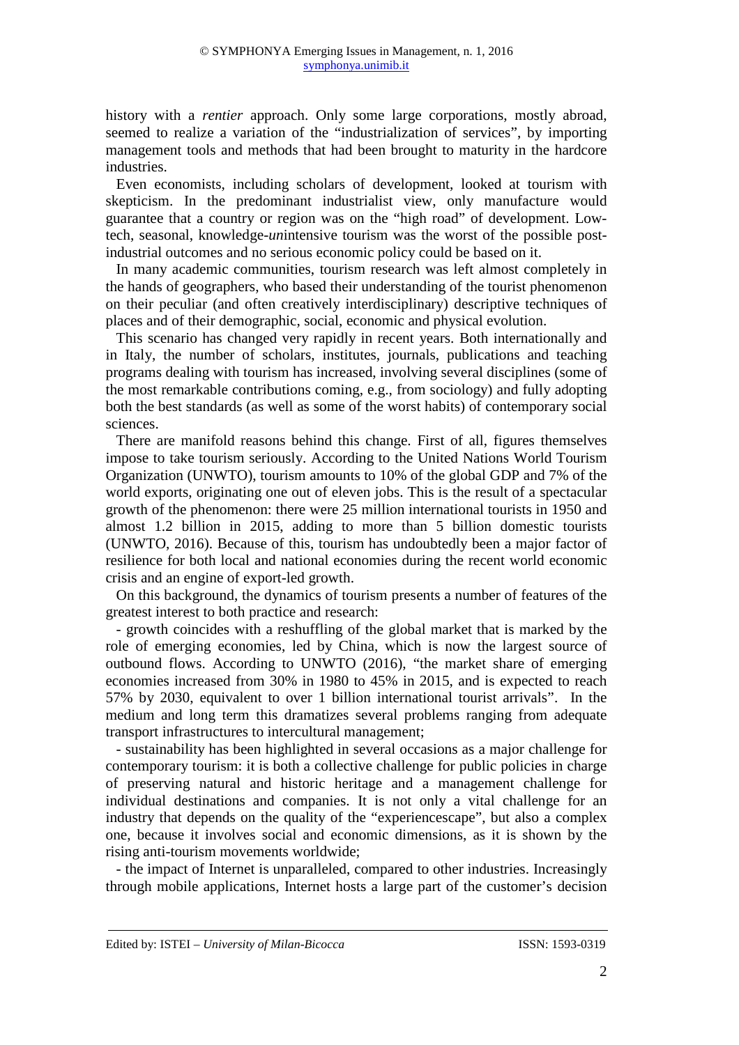history with a *rentier* approach. Only some large corporations, mostly abroad, seemed to realize a variation of the "industrialization of services", by importing management tools and methods that had been brought to maturity in the hardcore industries.

Even economists, including scholars of development, looked at tourism with skepticism. In the predominant industrialist view, only manufacture would guarantee that a country or region was on the "high road" of development. Low-tech, seasonal, knowledge-*un*intensive tourism was the worst of the possible post-industrial outcomes and no serious economic policy could be based on it.

In many academic communities, tourism research was left almost completely in the hands of geographers, who based their understanding of the tourist phenomenon on their peculiar (and often creatively interdisciplinary) descriptive techniques of places and of their demographic, social, economic and physical evolution.

This scenario has changed very rapidly in recent years. Both internationally and in Italy, the number of scholars, institutes, journals, publications and teaching programs dealing with tourism has increased, involving several disciplines (some of the most remarkable contributions coming, e.g., from sociology) and fully adopting both the best standards (as well as some of the worst habits) of contemporary social sciences.

There are manifold reasons behind this change. First of all, figures themselves impose to take tourism seriously. According to the United Nations World Tourism Organization (UNWTO), tourism amounts to 10% of the global GDP and 7% of the world exports, originating one out of eleven jobs. This is the result of a spectacular growth of the phenomenon: there were 25 million international tourists in 1950 and almost 1.2 billion in 2015, adding to more than 5 billion domestic tourists (UNWTO, 2016). Because of this, tourism has undoubtedly been a major factor of resilience for both local and national economies during the recent world economic crisis and an engine of export-led growth.

On this background, the dynamics of tourism presents a number of features of the greatest interest to both practice and research:

- growth coincides with a reshuffling of the global market that is marked by the role of emerging economies, led by China, which is now the largest source of outbound flows. According to UNWTO (2016), "the market share of emerging economies increased from 30% in 1980 to 45% in 2015, and is expected to reach 57% by 2030, equivalent to over 1 billion international tourist arrivals". In the medium and long term this dramatizes several problems ranging from adequate transport infrastructures to intercultural management;
- sustainability has been highlighted in several occasions as a major challenge for contemporary tourism: it is both a collective challenge for public policies in charge of preserving natural and historic heritage and a management challenge for individual destinations and companies. It is not only a vital challenge for an industry that depends on the quality of the "experiencescape", but also a complex one, because it involves social and economic dimensions, as it is shown by the rising anti-tourism movements worldwide;
- the impact of Internet is unparalleled, compared to other industries. Increasingly through mobile applications, Internet hosts a large part of the customer's decision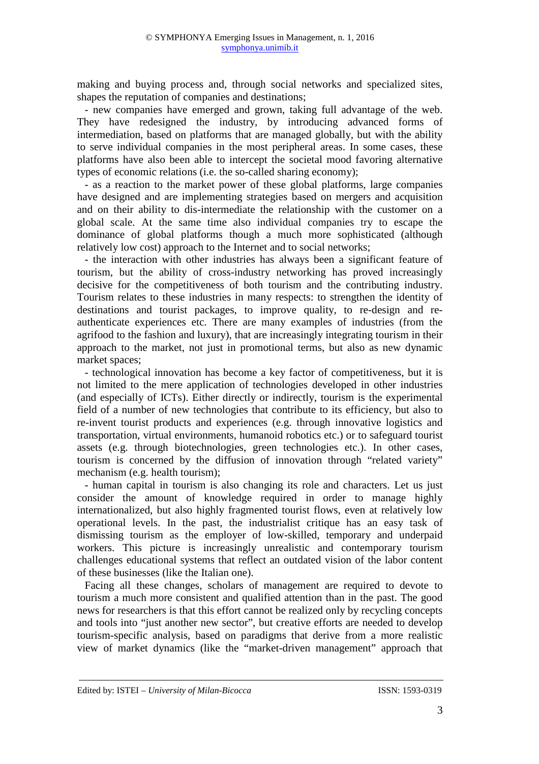making and buying process and, through social networks and specialized sites, shapes the reputation of companies and destinations;

- new companies have emerged and grown, taking full advantage of the web. They have redesigned the industry, by introducing advanced forms of intermediation, based on platforms that are managed globally, but with the ability to serve individual companies in the most peripheral areas. In some cases, these platforms have also been able to intercept the societal mood favoring alternative types of economic relations (i.e. the so-called sharing economy);
- as a reaction to the market power of these global platforms, large companies have designed and are implementing strategies based on mergers and acquisition and on their ability to dis-intermediate the relationship with the customer on a global scale. At the same time also individual companies try to escape the dominance of global platforms though a much more sophisticated (although relatively low cost) approach to the Internet and to social networks;
- the interaction with other industries has always been a significant feature of tourism, but the ability of cross-industry networking has proved increasingly decisive for the competitiveness of both tourism and the contributing industry. Tourism relates to these industries in many respects: to strengthen the identity of destinations and tourist packages, to improve quality, to re-design and re-authenticate experiences etc. There are many examples of industries (from the agrifood to the fashion and luxury), that are increasingly integrating tourism in their approach to the market, not just in promotional terms, but also as new dynamic market spaces;
- technological innovation has become a key factor of competitiveness, but it is not limited to the mere application of technologies developed in other industries (and especially of ICTs). Either directly or indirectly, tourism is the experimental field of a number of new technologies that contribute to its efficiency, but also to re-invent tourist products and experiences (e.g. through innovative logistics and transportation, virtual environments, humanoid robotics etc.) or to safeguard tourist assets (e.g. through biotechnologies, green technologies etc.). In other cases, tourism is concerned by the diffusion of innovation through "related variety" mechanism (e.g. health tourism);
- human capital in tourism is also changing its role and characters. Let us just consider the amount of knowledge required in order to manage highly internationalized, but also highly fragmented tourist flows, even at relatively low operational levels. In the past, the industrialist critique has an easy task of dismissing tourism as the employer of low-skilled, temporary and underpaid workers. This picture is increasingly unrealistic and contemporary tourism challenges educational systems that reflect an outdated vision of the labor content of these businesses (like the Italian one).

Facing all these changes, scholars of management are required to devote to tourism a much more consistent and qualified attention than in the past. The good news for researchers is that this effort cannot be realized only by recycling concepts and tools into "just another new sector", but creative efforts are needed to develop tourism-specific analysis, based on paradigms that derive from a more realistic view of market dynamics (like the "market-driven management" approach that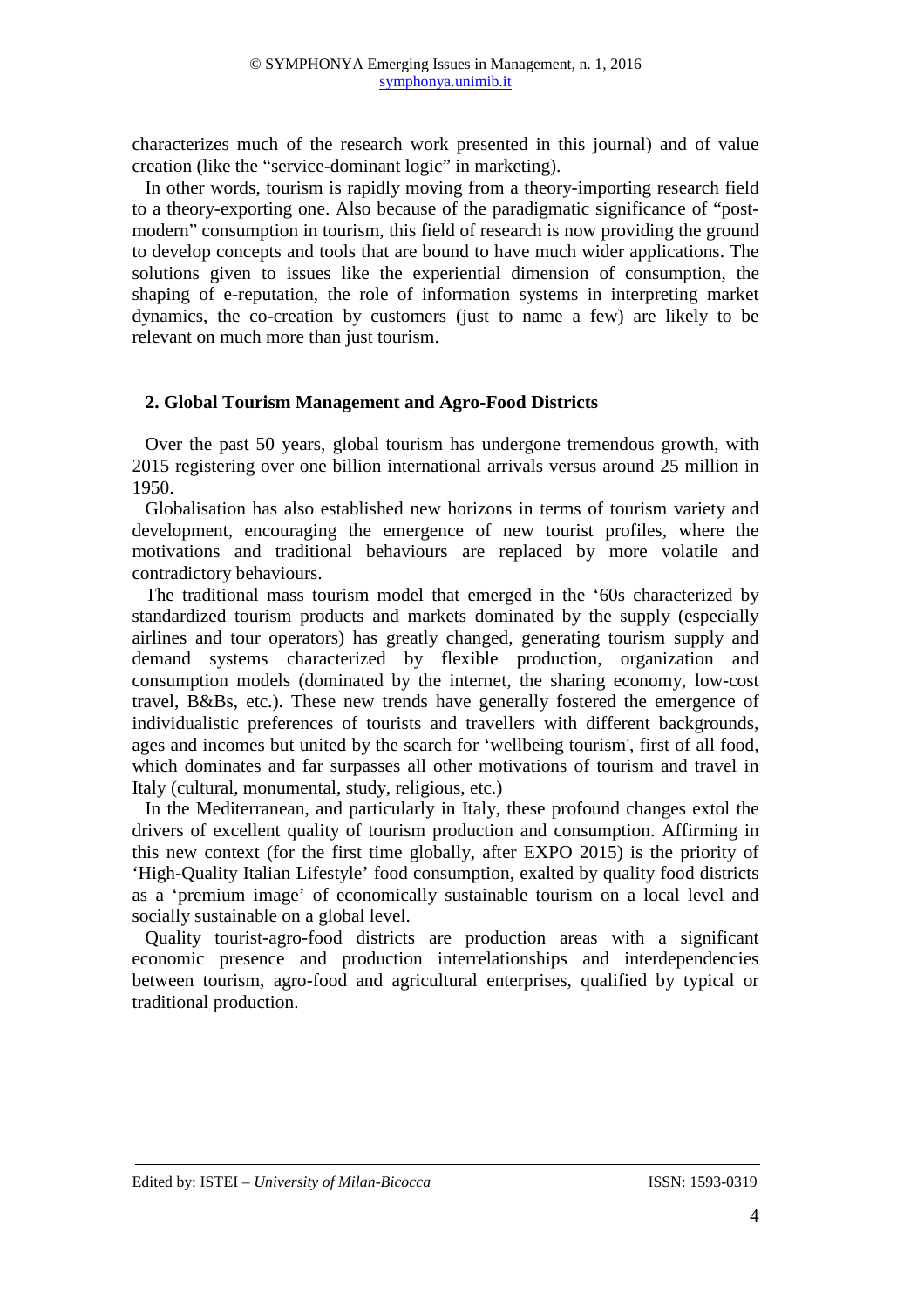characterizes much of the research work presented in this journal) and of value creation (like the "service-dominant logic" in marketing).

In other words, tourism is rapidly moving from a theory-importing research field to a theory-exporting one. Also because of the paradigmatic significance of "post-modern" consumption in tourism, this field of research is now providing the ground to develop concepts and tools that are bound to have much wider applications. The solutions given to issues like the experiential dimension of consumption, the shaping of e-reputation, the role of information systems in interpreting market dynamics, the co-creation by customers (just to name a few) are likely to be relevant on much more than just tourism.

## 2. Global Tourism Management and Agro-Food Districts

Over the past 50 years, global tourism has undergone tremendous growth, with 2015 registering over one billion international arrivals versus around 25 million in 1950.

Globalisation has also established new horizons in terms of tourism variety and development, encouraging the emergence of new tourist profiles, where the motivations and traditional behaviours are replaced by more volatile and contradictory behaviours.

The traditional mass tourism model that emerged in the '60s characterized by standardized tourism products and markets dominated by the supply (especially airlines and tour operators) has greatly changed, generating tourism supply and demand systems characterized by flexible production, organization and consumption models (dominated by the internet, the sharing economy, low-cost travel, B&Bs, etc.). These new trends have generally fostered the emergence of individualistic preferences of tourists and travellers with different backgrounds, ages and incomes but united by the search for 'wellbeing tourism', first of all food, which dominates and far surpasses all other motivations of tourism and travel in Italy (cultural, monumental, study, religious, etc.)

In the Mediterranean, and particularly in Italy, these profound changes extol the drivers of excellent quality of tourism production and consumption. Affirming in this new context (for the first time globally, after EXPO 2015) is the priority of 'High-Quality Italian Lifestyle' food consumption, exalted by quality food districts as a 'premium image' of economically sustainable tourism on a local level and socially sustainable on a global level.

Quality tourist-agro-food districts are production areas with a significant economic presence and production interrelationships and interdependencies between tourism, agro-food and agricultural enterprises, qualified by typical or traditional production.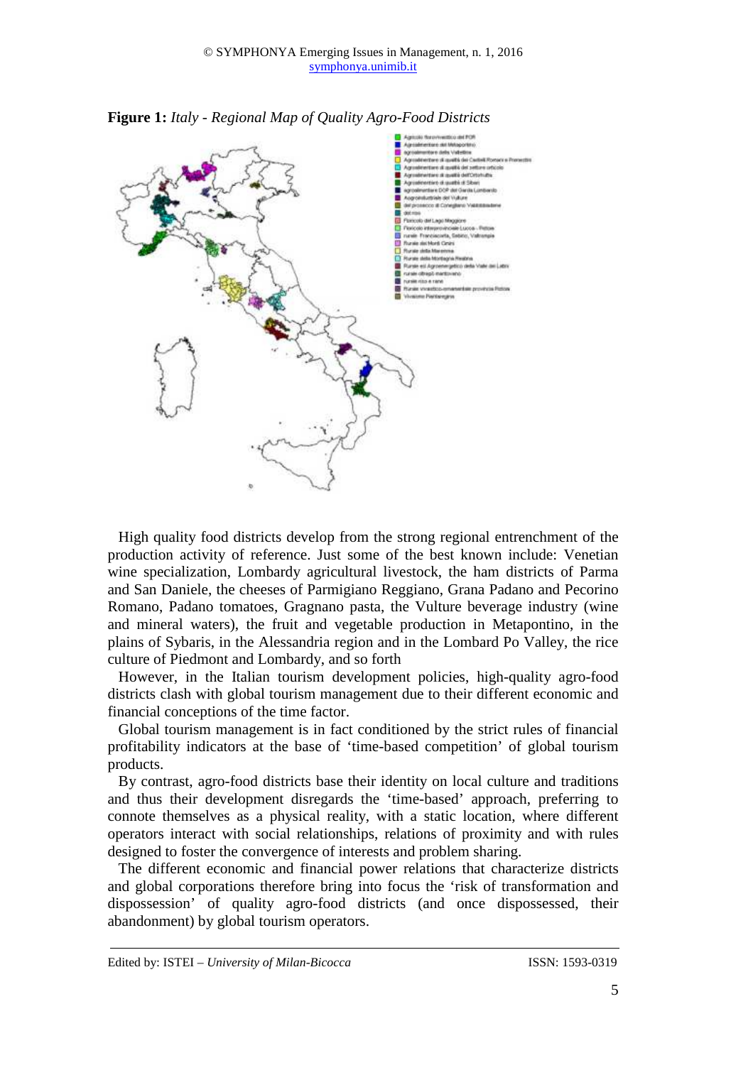**Figure 1:** *Italy - Regional Map of Quality Agro-Food Districts*

High quality food districts develop from the strong regional entrenchment of the production activity of reference. Just some of the best known include: Venetian wine specialization, Lombardy agricultural livestock, the ham districts of Parma and San Daniele, the cheeses of Parmigiano Reggiano, Grana Padano and Pecorino Romano, Padano tomatoes, Gragnano pasta, the Vulture beverage industry (wine and mineral waters), the fruit and vegetable production in Metapontino, in the plains of Sybaris, in the Alessandria region and in the Lombard Po Valley, the rice culture of Piedmont and Lombardy, and so forth

However, in the Italian tourism development policies, high-quality agro-food districts clash with global tourism management due to their different economic and financial conceptions of the time factor.

Global tourism management is in fact conditioned by the strict rules of financial profitability indicators at the base of 'time-based competition' of global tourism products.

By contrast, agro-food districts base their identity on local culture and traditions and thus their development disregards the 'time-based' approach, preferring to connote themselves as a physical reality, with a static location, where different operators interact with social relationships, relations of proximity and with rules designed to foster the convergence of interests and problem sharing.

The different economic and financial power relations that characterize districts and global corporations therefore bring into focus the 'risk of transformation and dispossession' of quality agro-food districts (and once dispossessed, their abandonment) by global tourism operators.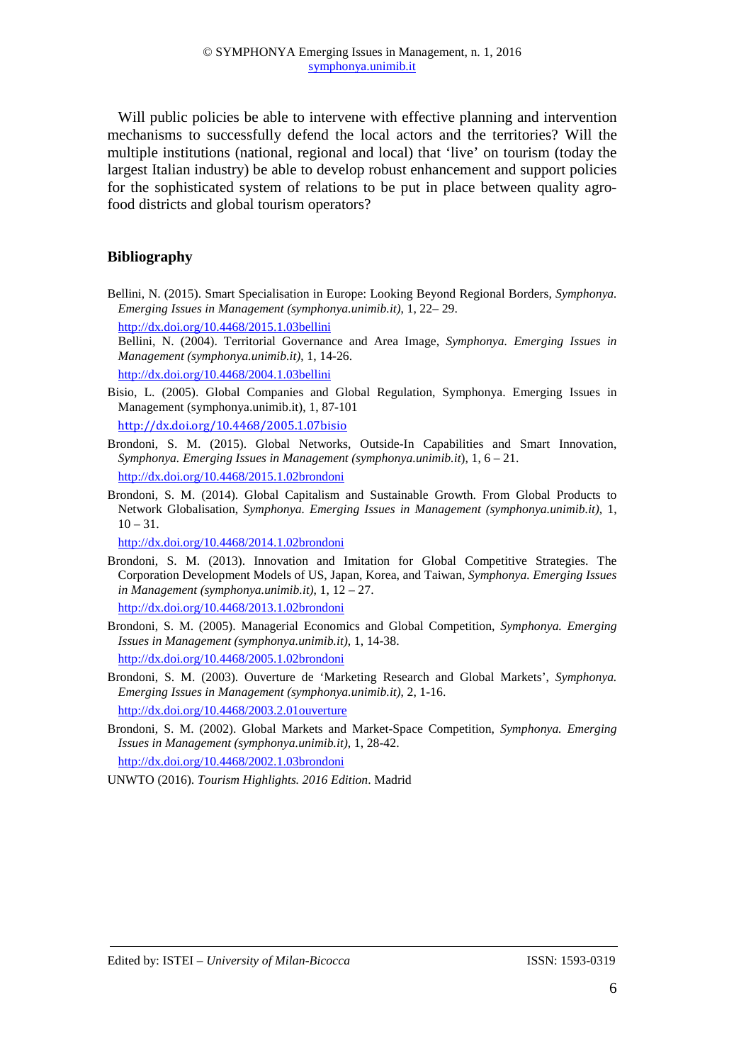Will public policies be able to intervene with effective planning and intervention mechanisms to successfully defend the local actors and the territories? Will the multiple institutions (national, regional and local) that 'live' on tourism (today the largest Italian industry) be able to develop robust enhancement and support policies for the sophisticated system of relations to be put in place between quality agro-food districts and global tourism operators?

## Bibliography

Bellini, N. (2015). Smart Specialisation in Europe: Looking Beyond Regional Borders, *Symphonya. Emerging Issues in Management (symphonya.unimib.it)*, 1, 22– 29.
http://dx.doi.org/10.4468/2015.1.03bellini

Bellini, N. (2004). Territorial Governance and Area Image, *Symphonya. Emerging Issues in Management (symphonya.unimib.it)*, 1, 14-26.
http://dx.doi.org/10.4468/2004.1.03bellini

Bisio, L. (2005). Global Companies and Global Regulation, Symphonya. Emerging Issues in Management (symphonya.unimib.it), 1, 87-101
http://dx.doi.org/10.4468/2005.1.07bisio

Brondoni, S. M. (2015). Global Networks, Outside-In Capabilities and Smart Innovation, *Symphonya. Emerging Issues in Management (symphonya.unimib.it*), 1, 6 – 21.
http://dx.doi.org/10.4468/2015.1.02brondoni

Brondoni, S. M. (2014). Global Capitalism and Sustainable Growth. From Global Products to Network Globalisation, *Symphonya. Emerging Issues in Management (symphonya.unimib.it)*, 1, 10 – 31.
http://dx.doi.org/10.4468/2014.1.02brondoni

Brondoni, S. M. (2013). Innovation and Imitation for Global Competitive Strategies. The Corporation Development Models of US, Japan, Korea, and Taiwan, *Symphonya. Emerging Issues in Management (symphonya.unimib.it)*, 1, 12 – 27.
http://dx.doi.org/10.4468/2013.1.02brondoni

Brondoni, S. M. (2005). Managerial Economics and Global Competition, *Symphonya. Emerging Issues in Management (symphonya.unimib.it)*, 1, 14-38.
http://dx.doi.org/10.4468/2005.1.02brondoni

Brondoni, S. M. (2003). Ouverture de 'Marketing Research and Global Markets', *Symphonya. Emerging Issues in Management (symphonya.unimib.it)*, 2, 1-16.
http://dx.doi.org/10.4468/2003.2.01ouverture

Brondoni, S. M. (2002). Global Markets and Market-Space Competition, *Symphonya. Emerging Issues in Management (symphonya.unimib.it)*, 1, 28-42.
http://dx.doi.org/10.4468/2002.1.03brondoni

UNWTO (2016). *Tourism Highlights. 2016 Edition*. Madrid